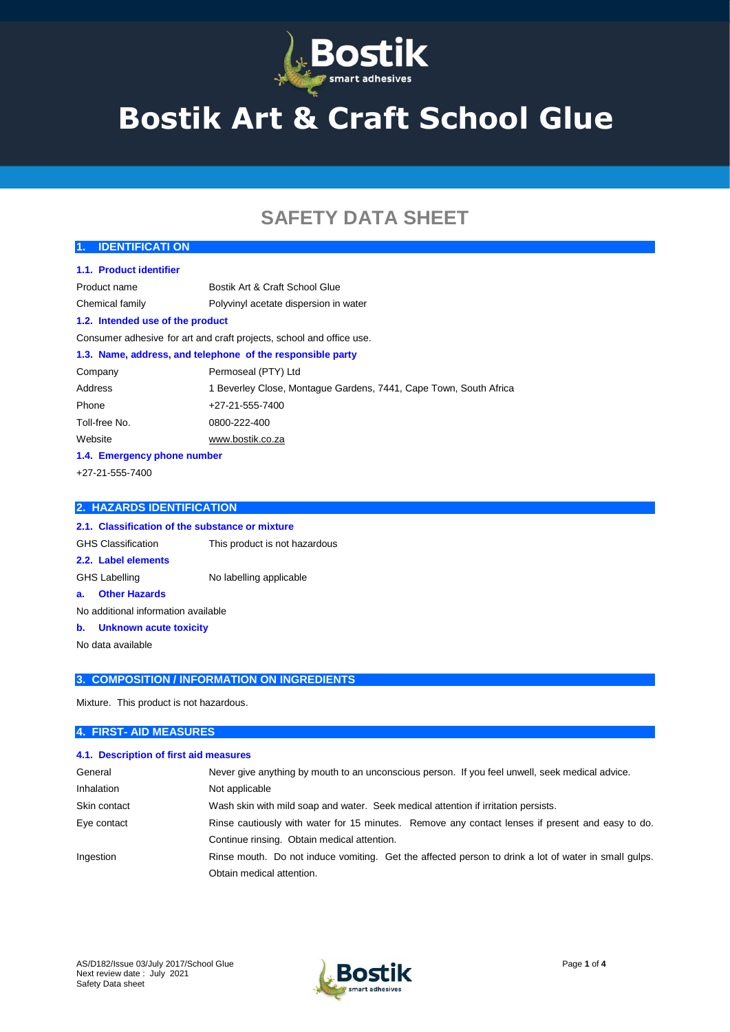# Bostik Art & Craft School Glue

## SAFETY DATA SHEET

### 1. IDENTIFICATI ON

**1.1. Product identifier**

| | |
|---|---|
| Product name | Bostik Art & Craft School Glue |
| Chemical family | Polyvinyl acetate dispersion in water |

**1.2. Intended use of the product**

Consumer adhesive for art and craft projects, school and office use.

**1.3. Name, address, and telephone of the responsible party**

| | |
|---|---|
| Company | Permoseal (PTY) Ltd |
| Address | 1 Beverley Close, Montague Gardens, 7441, Cape Town, South Africa |
| Phone | +27-21-555-7400 |
| Toll-free No. | 0800-222-400 |
| Website | www.bostik.co.za |

**1.4. Emergency phone number**

+27-21-555-7400

### 2. HAZARDS IDENTIFICATION

**2.1. Classification of the substance or mixture**

GHS Classification — This product is not hazardous

**2.2. Label elements**

GHS Labelling — No labelling applicable

**a. Other Hazards**

No additional information available

**b. Unknown acute toxicity**

No data available

### 3. COMPOSITION / INFORMATION ON INGREDIENTS

Mixture. This product is not hazardous.

### 4. FIRST- AID MEASURES

**4.1. Description of first aid measures**

| | |
|---|---|
| General | Never give anything by mouth to an unconscious person. If you feel unwell, seek medical advice. |
| Inhalation | Not applicable |
| Skin contact | Wash skin with mild soap and water. Seek medical attention if irritation persists. |
| Eye contact | Rinse cautiously with water for 15 minutes. Remove any contact lenses if present and easy to do. Continue rinsing. Obtain medical attention. |
| Ingestion | Rinse mouth. Do not induce vomiting. Get the affected person to drink a lot of water in small gulps. Obtain medical attention. |

AS/D182/Issue 03/July 2017/School Glue
Next review date : July 2021
Safety Data sheet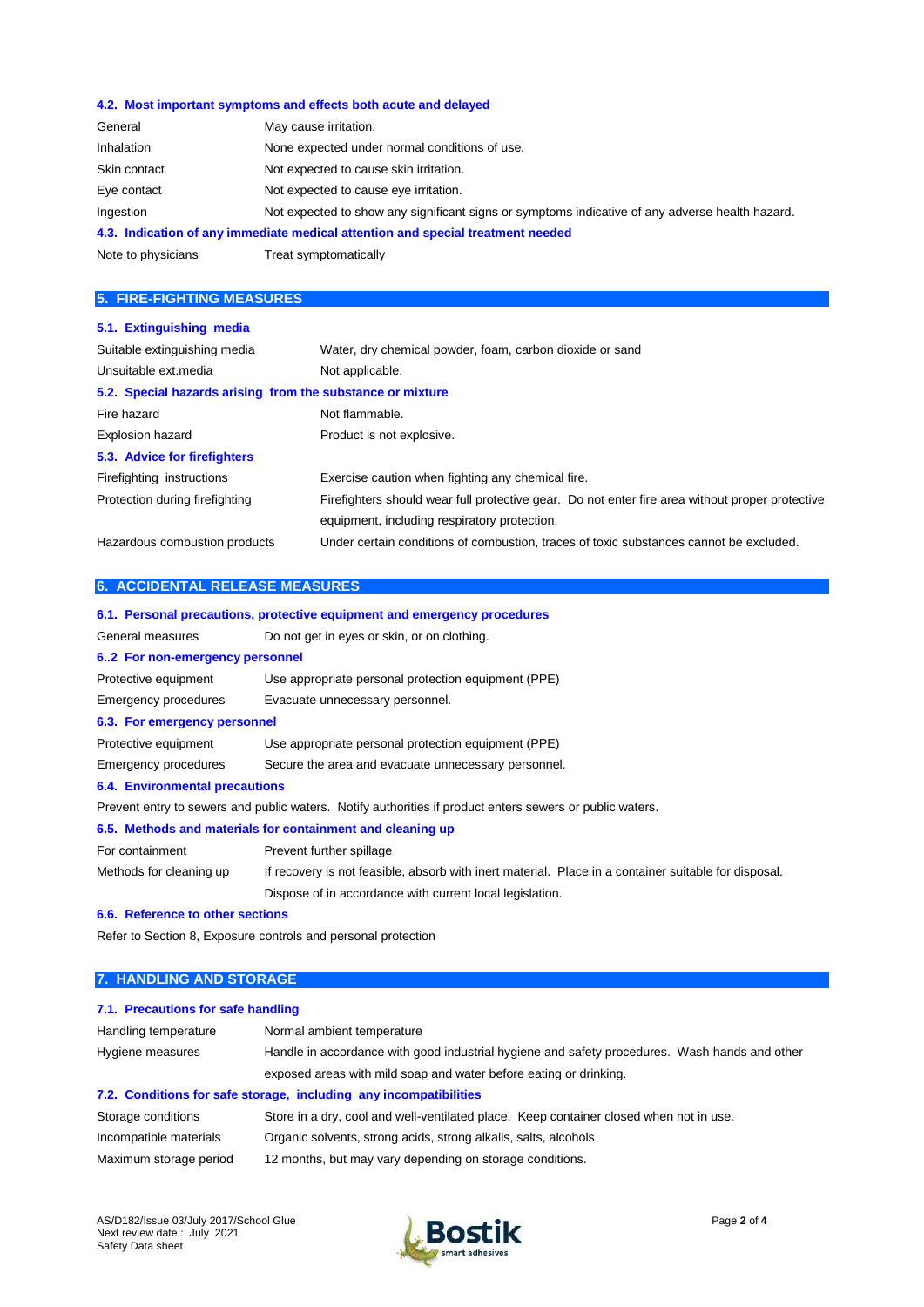### 4.2. Most important symptoms and effects both acute and delayed

| | |
|---|---|
| General | May cause irritation. |
| Inhalation | None expected under normal conditions of use. |
| Skin contact | Not expected to cause skin irritation. |
| Eye contact | Not expected to cause eye irritation. |
| Ingestion | Not expected to show any significant signs or symptoms indicative of any adverse health hazard. |

### 4.3. Indication of any immediate medical attention and special treatment needed

| | |
|---|---|
| Note to physicians | Treat symptomatically |

## 5. FIRE-FIGHTING MEASURES

### 5.1. Extinguishing media

| | |
|---|---|
| Suitable extinguishing media | Water, dry chemical powder, foam, carbon dioxide or sand |
| Unsuitable ext.media | Not applicable. |

### 5.2. Special hazards arising from the substance or mixture

| | |
|---|---|
| Fire hazard | Not flammable. |
| Explosion hazard | Product is not explosive. |

### 5.3. Advice for firefighters

| | |
|---|---|
| Firefighting instructions | Exercise caution when fighting any chemical fire. |
| Protection during firefighting | Firefighters should wear full protective gear. Do not enter fire area without proper protective equipment, including respiratory protection. |
| Hazardous combustion products | Under certain conditions of combustion, traces of toxic substances cannot be excluded. |

## 6. ACCIDENTAL RELEASE MEASURES

### 6.1. Personal precautions, protective equipment and emergency procedures

| | |
|---|---|
| General measures | Do not get in eyes or skin, or on clothing. |

### 6..2 For non-emergency personnel

| | |
|---|---|
| Protective equipment | Use appropriate personal protection equipment (PPE) |
| Emergency procedures | Evacuate unnecessary personnel. |

### 6.3. For emergency personnel

| | |
|---|---|
| Protective equipment | Use appropriate personal protection equipment (PPE) |
| Emergency procedures | Secure the area and evacuate unnecessary personnel. |

### 6.4. Environmental precautions

Prevent entry to sewers and public waters. Notify authorities if product enters sewers or public waters.

### 6.5. Methods and materials for containment and cleaning up

| | |
|---|---|
| For containment | Prevent further spillage |
| Methods for cleaning up | If recovery is not feasible, absorb with inert material. Place in a container suitable for disposal. Dispose of in accordance with current local legislation. |

### 6.6. Reference to other sections

Refer to Section 8, Exposure controls and personal protection

## 7. HANDLING AND STORAGE

### 7.1. Precautions for safe handling

| | |
|---|---|
| Handling temperature | Normal ambient temperature |
| Hygiene measures | Handle in accordance with good industrial hygiene and safety procedures. Wash hands and other exposed areas with mild soap and water before eating or drinking. |

### 7.2. Conditions for safe storage, including any incompatibilities

| | |
|---|---|
| Storage conditions | Store in a dry, cool and well-ventilated place. Keep container closed when not in use. |
| Incompatible materials | Organic solvents, strong acids, strong alkalis, salts, alcohols |
| Maximum storage period | 12 months, but may vary depending on storage conditions. |

AS/D182/Issue 03/July 2017/School Glue
Next review date : July 2021
Safety Data sheet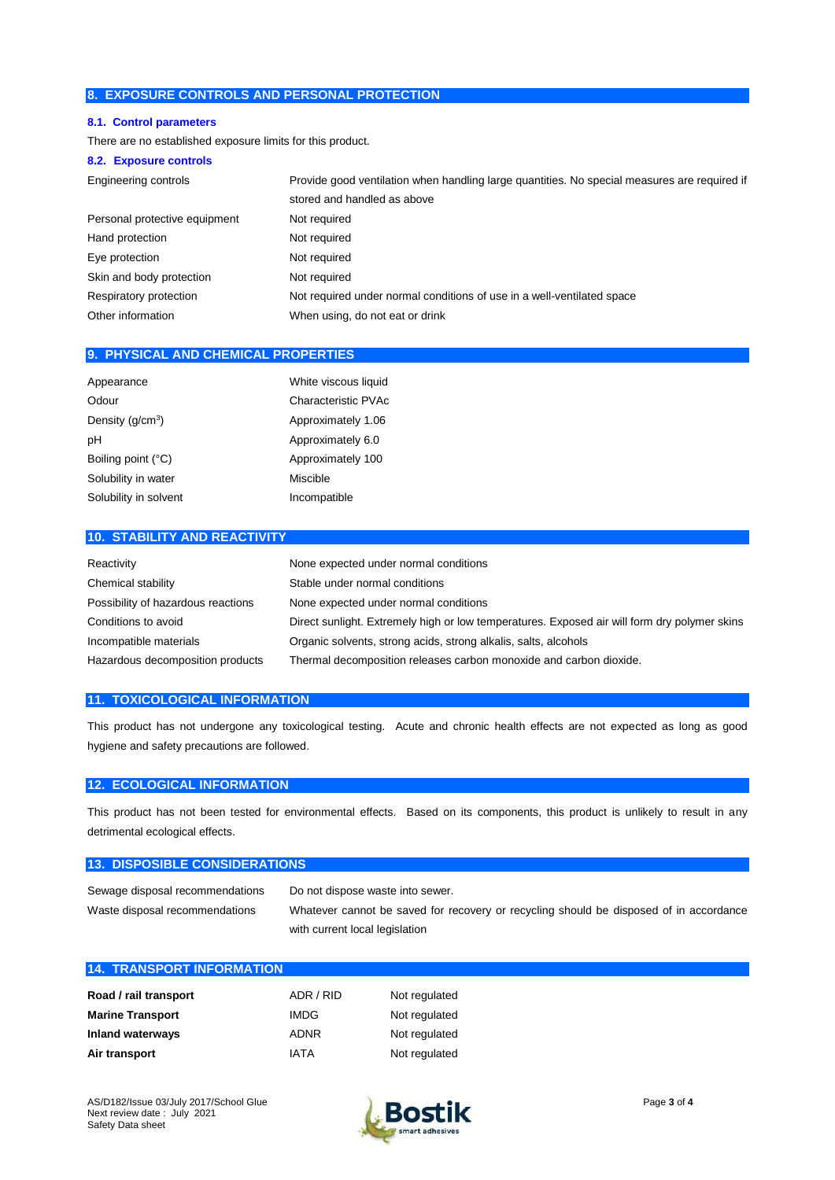## 8. EXPOSURE CONTROLS AND PERSONAL PROTECTION

### 8.1. Control parameters

There are no established exposure limits for this product.

### 8.2. Exposure controls

| | |
|---|---|
| Engineering controls | Provide good ventilation when handling large quantities. No special measures are required if stored and handled as above |
| Personal protective equipment | Not required |
| Hand protection | Not required |
| Eye protection | Not required |
| Skin and body protection | Not required |
| Respiratory protection | Not required under normal conditions of use in a well-ventilated space |
| Other information | When using, do not eat or drink |

## 9. PHYSICAL AND CHEMICAL PROPERTIES

| | |
|---|---|
| Appearance | White viscous liquid |
| Odour | Characteristic PVAc |
| Density ($g/cm^3$) | Approximately 1.06 |
| pH | Approximately 6.0 |
| Boiling point (°C) | Approximately 100 |
| Solubility in water | Miscible |
| Solubility in solvent | Incompatible |

## 10. STABILITY AND REACTIVITY

| | |
|---|---|
| Reactivity | None expected under normal conditions |
| Chemical stability | Stable under normal conditions |
| Possibility of hazardous reactions | None expected under normal conditions |
| Conditions to avoid | Direct sunlight. Extremely high or low temperatures. Exposed air will form dry polymer skins |
| Incompatible materials | Organic solvents, strong acids, strong alkalis, salts, alcohols |
| Hazardous decomposition products | Thermal decomposition releases carbon monoxide and carbon dioxide. |

## 11. TOXICOLOGICAL INFORMATION

This product has not undergone any toxicological testing. Acute and chronic health effects are not expected as long as good hygiene and safety precautions are followed.

## 12. ECOLOGICAL INFORMATION

This product has not been tested for environmental effects. Based on its components, this product is unlikely to result in any detrimental ecological effects.

## 13. DISPOSIBLE CONSIDERATIONS

| | |
|---|---|
| Sewage disposal recommendations | Do not dispose waste into sewer. |
| Waste disposal recommendations | Whatever cannot be saved for recovery or recycling should be disposed of in accordance with current local legislation |

## 14. TRANSPORT INFORMATION

| | | |
|---|---|---|
| **Road / rail transport** | ADR / RID | Not regulated |
| **Marine Transport** | IMDG | Not regulated |
| **Inland waterways** | ADNR | Not regulated |
| **Air transport** | IATA | Not regulated |

AS/D182/Issue 03/July 2017/School Glue
Next review date : July 2021
Safety Data sheet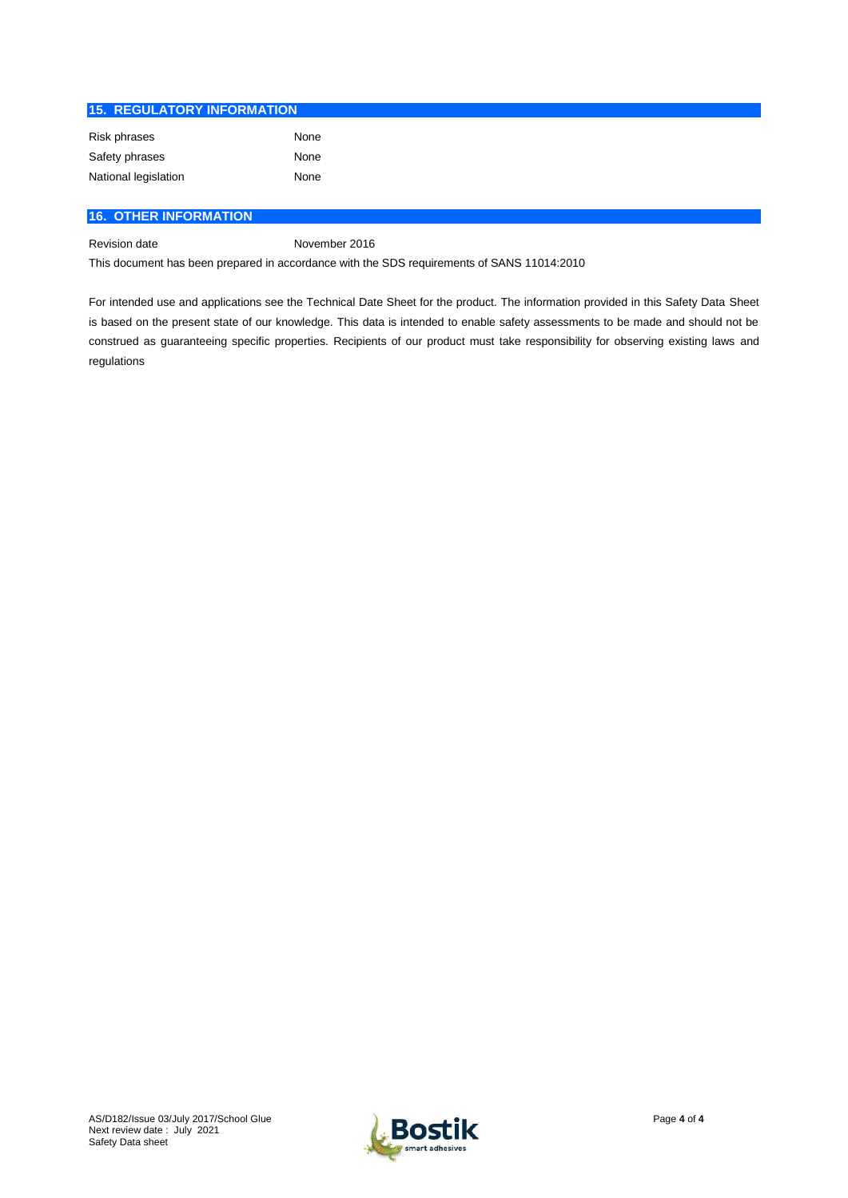## 15. REGULATORY INFORMATION

| | |
|---|---|
| Risk phrases | None |
| Safety phrases | None |
| National legislation | None |

## 16. OTHER INFORMATION

Revision date November 2016

This document has been prepared in accordance with the SDS requirements of SANS 11014:2010

For intended use and applications see the Technical Date Sheet for the product. The information provided in this Safety Data Sheet is based on the present state of our knowledge. This data is intended to enable safety assessments to be made and should not be construed as guaranteeing specific properties. Recipients of our product must take responsibility for observing existing laws and regulations